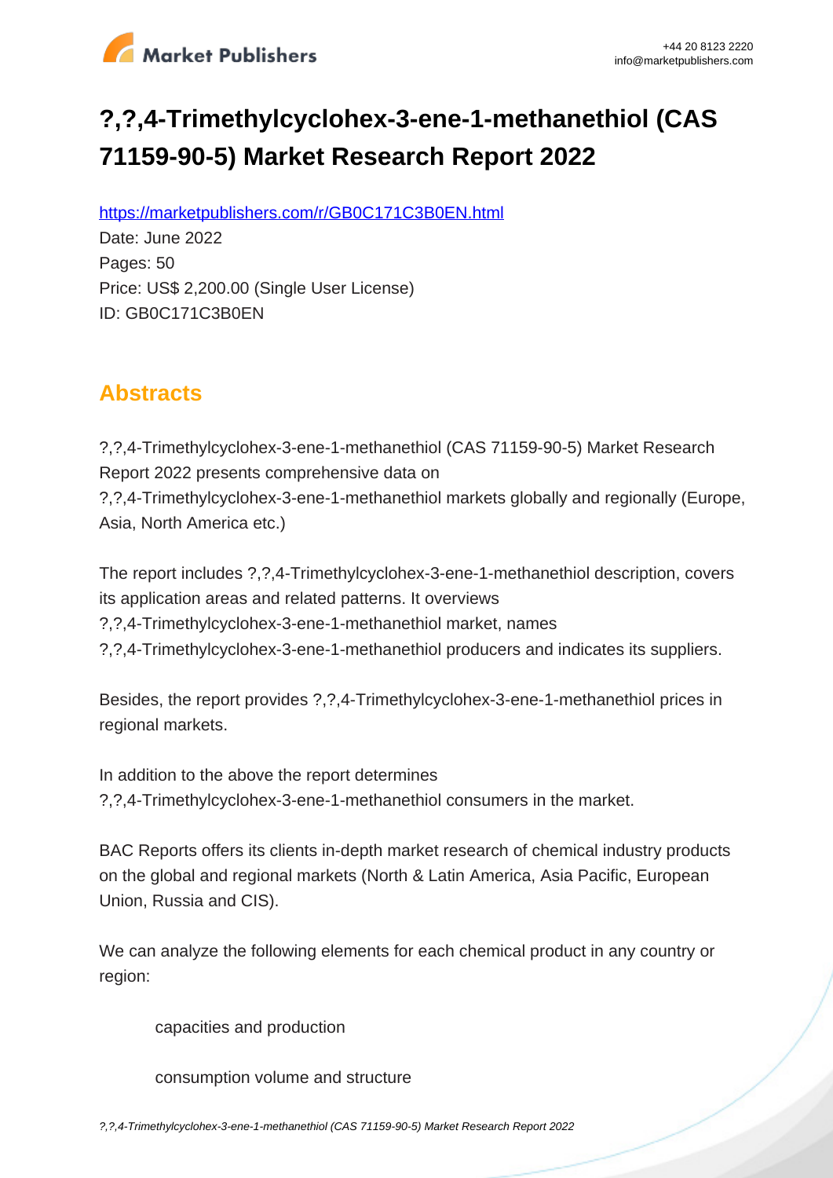# ?,?,4-Trimethylcyclohex-3-ene-1-methanethiol (CAS 71159-90-5) Market Research Report 2022

https://marketpublishers.com/r/GB0C171C3B0EN.html

Date: June 2022

Pages: 50

Price: US$ 2,200.00 (Single User License)

ID: GB0C171C3B0EN

## Abstracts

?,?,4-Trimethylcyclohex-3-ene-1-methanethiol (CAS 71159-90-5) Market Research Report 2022 presents comprehensive data on ?,?,4-Trimethylcyclohex-3-ene-1-methanethiol markets globally and regionally (Europe, Asia, North America etc.)

The report includes ?,?,4-Trimethylcyclohex-3-ene-1-methanethiol description, covers its application areas and related patterns. It overviews ?,?,4-Trimethylcyclohex-3-ene-1-methanethiol market, names ?,?,4-Trimethylcyclohex-3-ene-1-methanethiol producers and indicates its suppliers.

Besides, the report provides ?,?,4-Trimethylcyclohex-3-ene-1-methanethiol prices in regional markets.

In addition to the above the report determines ?,?,4-Trimethylcyclohex-3-ene-1-methanethiol consumers in the market.

BAC Reports offers its clients in-depth market research of chemical industry products on the global and regional markets (North & Latin America, Asia Pacific, European Union, Russia and CIS).

We can analyze the following elements for each chemical product in any country or region:

- capacities and production
- consumption volume and structure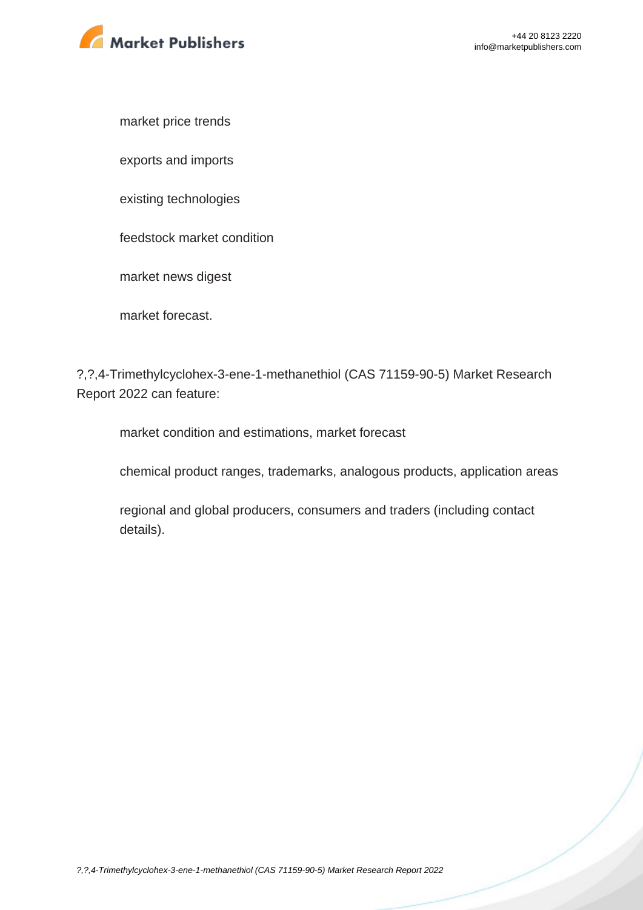- market price trends
- exports and imports
- existing technologies
- feedstock market condition
- market news digest
- market forecast.

?,?,4-Trimethylcyclohex-3-ene-1-methanethiol (CAS 71159-90-5) Market Research Report 2022 can feature:

- market condition and estimations, market forecast
- chemical product ranges, trademarks, analogous products, application areas
- regional and global producers, consumers and traders (including contact details).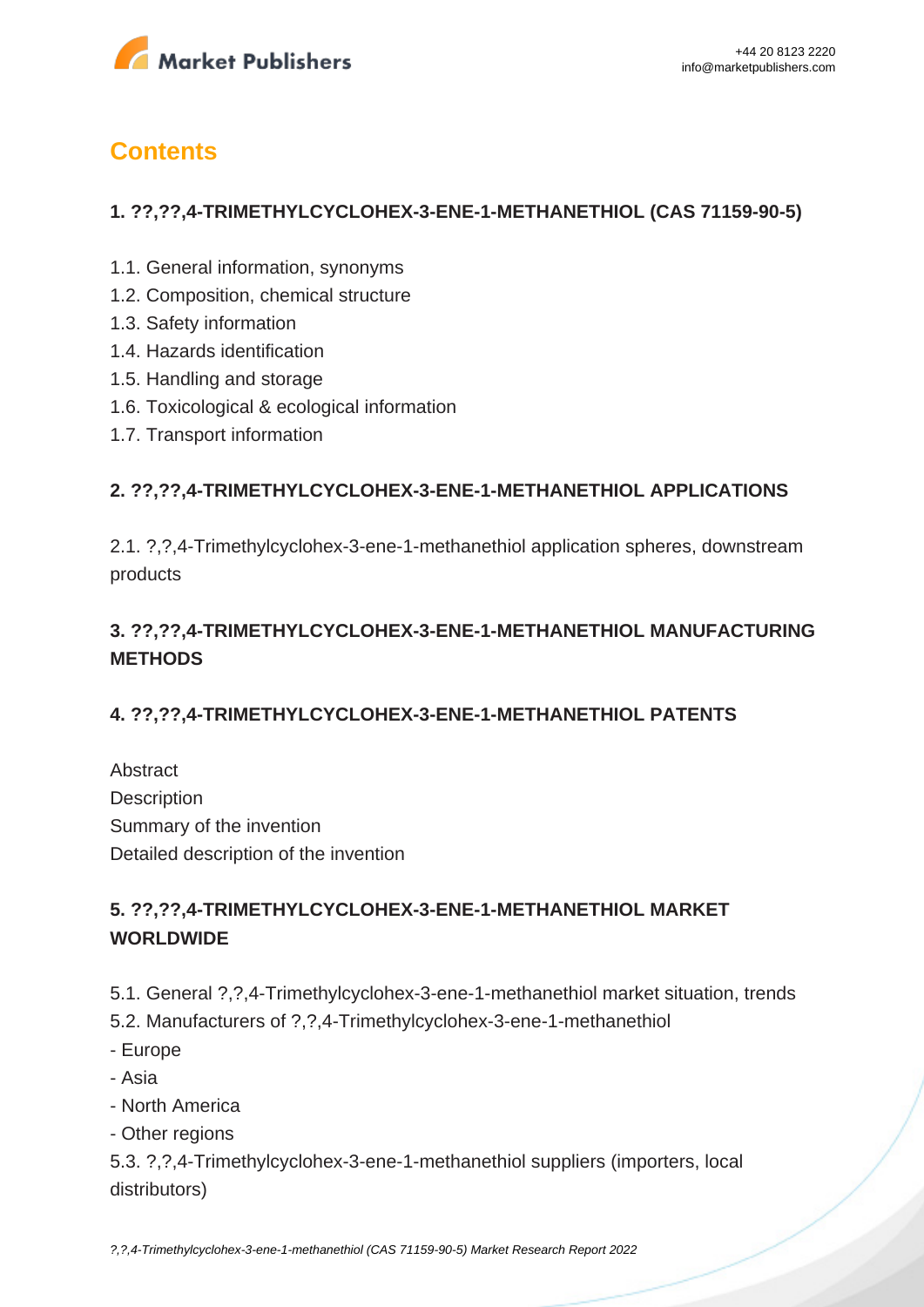# Contents

## 1. ??,??,4-TRIMETHYLCYCLOHEX-3-ENE-1-METHANETHIOL (CAS 71159-90-5)

1.1. General information, synonyms
1.2. Composition, chemical structure
1.3. Safety information
1.4. Hazards identification
1.5. Handling and storage
1.6. Toxicological & ecological information
1.7. Transport information

## 2. ??,??,4-TRIMETHYLCYCLOHEX-3-ENE-1-METHANETHIOL APPLICATIONS

2.1. ?,?,4-Trimethylcyclohex-3-ene-1-methanethiol application spheres, downstream products

## 3. ??,??,4-TRIMETHYLCYCLOHEX-3-ENE-1-METHANETHIOL MANUFACTURING METHODS

## 4. ??,??,4-TRIMETHYLCYCLOHEX-3-ENE-1-METHANETHIOL PATENTS

Abstract
Description
Summary of the invention
Detailed description of the invention

## 5. ??,??,4-TRIMETHYLCYCLOHEX-3-ENE-1-METHANETHIOL MARKET WORLDWIDE

5.1. General ?,?,4-Trimethylcyclohex-3-ene-1-methanethiol market situation, trends
5.2. Manufacturers of ?,?,4-Trimethylcyclohex-3-ene-1-methanethiol
- Europe
- Asia
- North America
- Other regions

5.3. ?,?,4-Trimethylcyclohex-3-ene-1-methanethiol suppliers (importers, local distributors)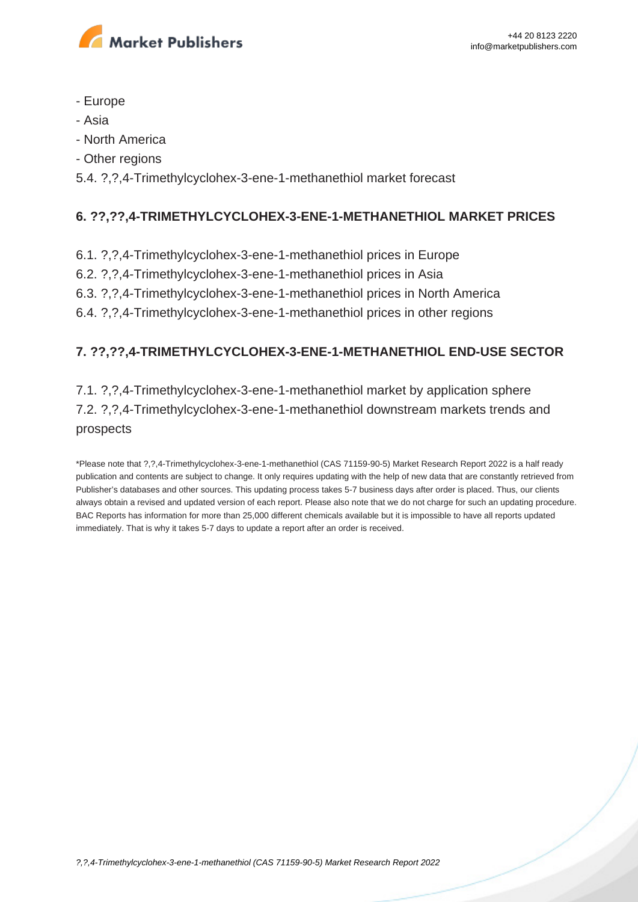- Europe
- Asia
- North America
- Other regions

5.4. ?,?,4-Trimethylcyclohex-3-ene-1-methanethiol market forecast

## 6. ??,??,4-TRIMETHYLCYCLOHEX-3-ENE-1-METHANETHIOL MARKET PRICES

6.1. ?,?,4-Trimethylcyclohex-3-ene-1-methanethiol prices in Europe
6.2. ?,?,4-Trimethylcyclohex-3-ene-1-methanethiol prices in Asia
6.3. ?,?,4-Trimethylcyclohex-3-ene-1-methanethiol prices in North America
6.4. ?,?,4-Trimethylcyclohex-3-ene-1-methanethiol prices in other regions

## 7. ??,??,4-TRIMETHYLCYCLOHEX-3-ENE-1-METHANETHIOL END-USE SECTOR

7.1. ?,?,4-Trimethylcyclohex-3-ene-1-methanethiol market by application sphere
7.2. ?,?,4-Trimethylcyclohex-3-ene-1-methanethiol downstream markets trends and prospects

*Please note that ?,?,4-Trimethylcyclohex-3-ene-1-methanethiol (CAS 71159-90-5) Market Research Report 2022 is a half ready publication and contents are subject to change. It only requires updating with the help of new data that are constantly retrieved from Publisher's databases and other sources. This updating process takes 5-7 business days after order is placed. Thus, our clients always obtain a revised and updated version of each report. Please also note that we do not charge for such an updating procedure. BAC Reports has information for more than 25,000 different chemicals available but it is impossible to have all reports updated immediately. That is why it takes 5-7 days to update a report after an order is received.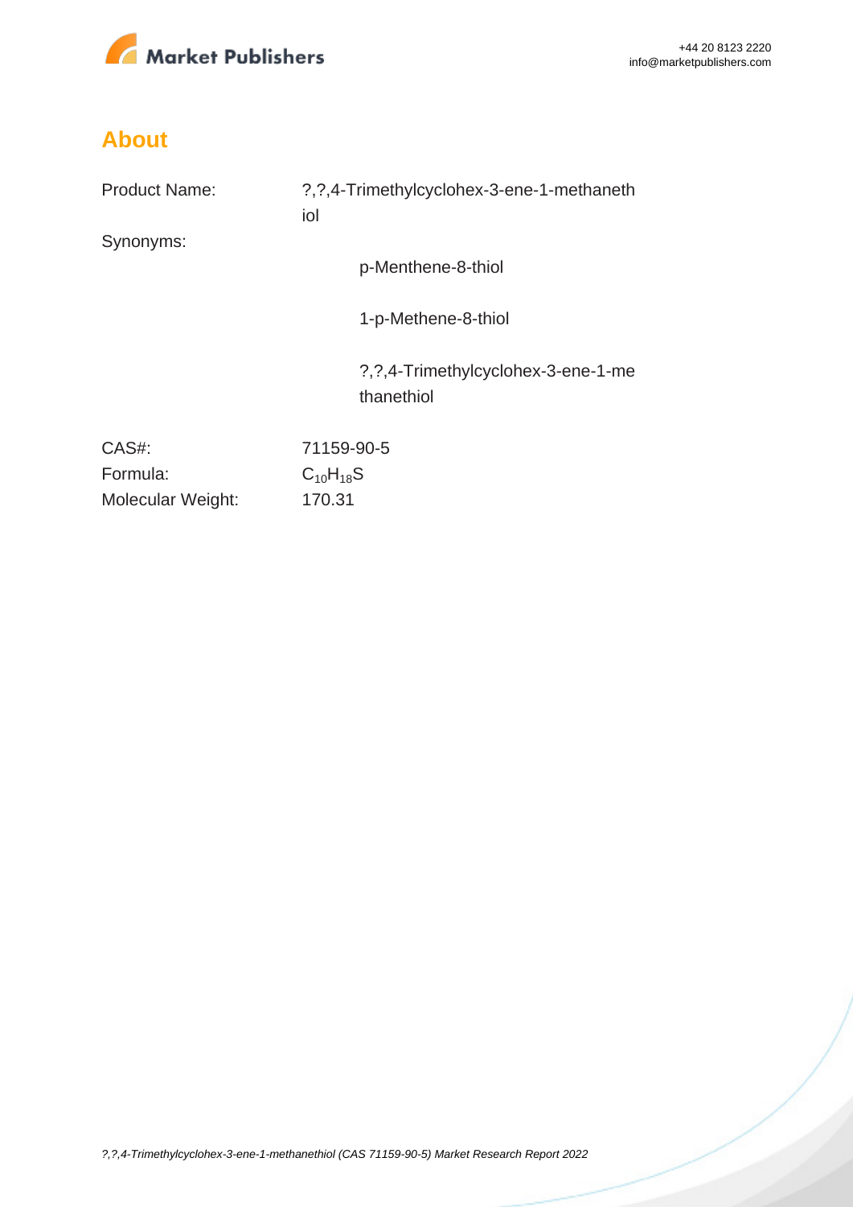## About

| | |
|---|---|
| Product Name: | ?,?,4-Trimethylcyclohex-3-ene-1-methanethiol |
| Synonyms: | p-Menthene-8-thiol<br>1-p-Methene-8-thiol<br>?,?,4-Trimethylcyclohex-3-ene-1-methanethiol |
| CAS#: | 71159-90-5 |
| Formula: | $C_{10}H_{18}S$ |
| Molecular Weight: | 170.31 |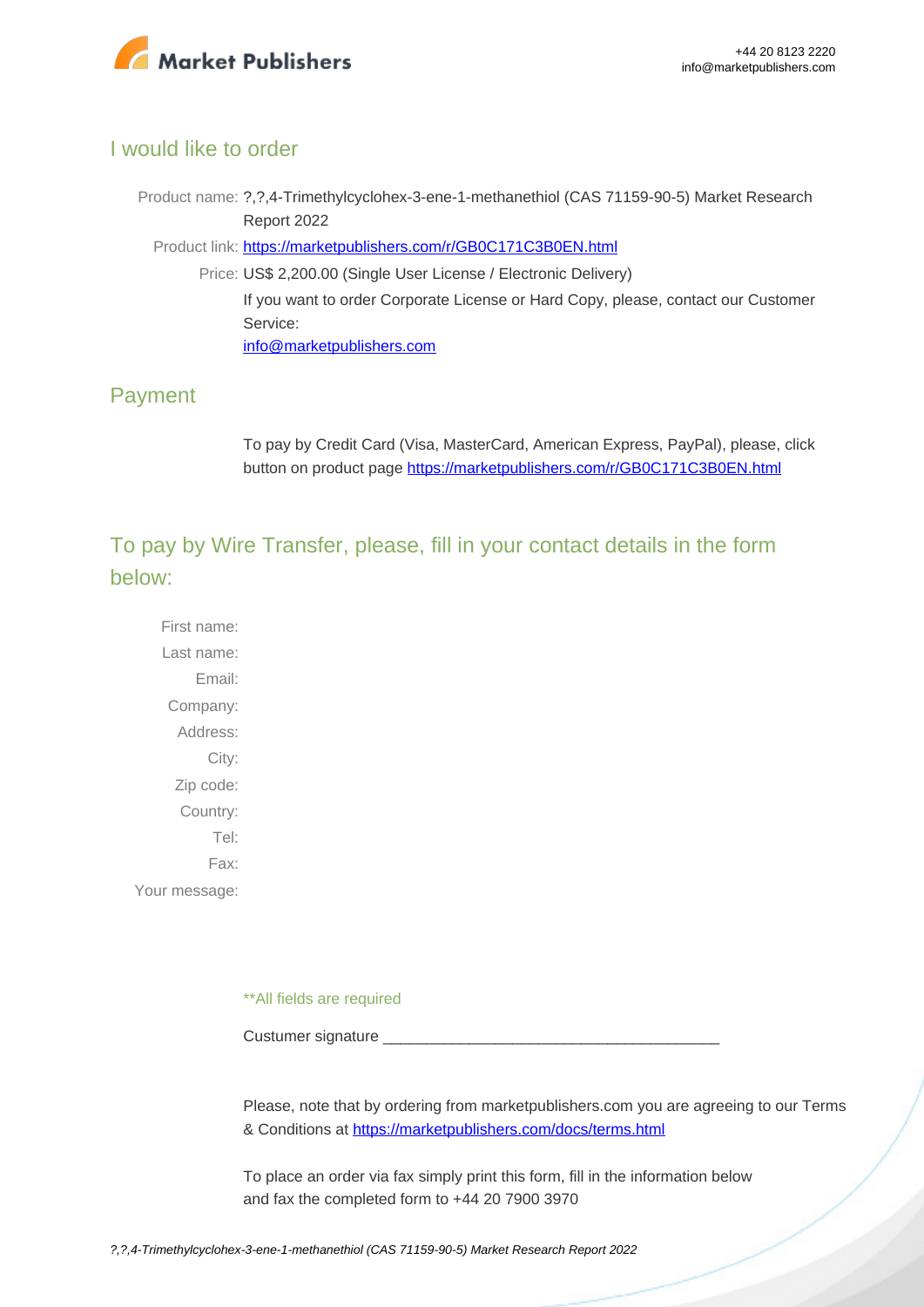## I would like to order

Product name: ?,?,4-Trimethylcyclohex-3-ene-1-methanethiol (CAS 71159-90-5) Market Research Report 2022

Product link: [https://marketpublishers.com/r/GB0C171C3B0EN.html](https://marketpublishers.com/r/GB0C171C3B0EN.html)

Price: US$ 2,200.00 (Single User License / Electronic Delivery)

If you want to order Corporate License or Hard Copy, please, contact our Customer Service:

[info@marketpublishers.com](mailto:info@marketpublishers.com)

## Payment

To pay by Credit Card (Visa, MasterCard, American Express, PayPal), please, click button on product page [https://marketpublishers.com/r/GB0C171C3B0EN.html](https://marketpublishers.com/r/GB0C171C3B0EN.html)

## To pay by Wire Transfer, please, fill in your contact details in the form below:

First name:

Last name:

Email:

Company:

Address:

City:

Zip code:

Country:

Tel:

Fax:

Your message:

**All fields are required

Custumer signature _______________________________________

Please, note that by ordering from marketpublishers.com you are agreeing to our Terms & Conditions at [https://marketpublishers.com/docs/terms.html](https://marketpublishers.com/docs/terms.html)

To place an order via fax simply print this form, fill in the information below and fax the completed form to +44 20 7900 3970